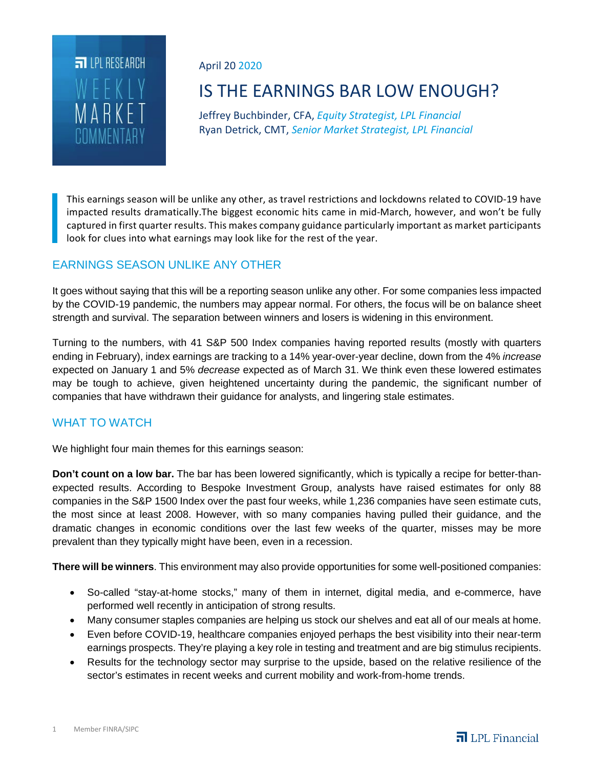LPL RESEARCH WEEKLY MARKET COMMENTARY

April 20 2020

# IS THE EARNINGS BAR LOW ENOUGH?

Jeffrey Buchbinder, CFA, *Equity Strategist, LPL Financial*
Ryan Detrick, CMT, *Senior Market Strategist, LPL Financial*

This earnings season will be unlike any other, as travel restrictions and lockdowns related to COVID-19 have impacted results dramatically.The biggest economic hits came in mid-March, however, and won't be fully captured in first quarter results. This makes company guidance particularly important as market participants look for clues into what earnings may look like for the rest of the year.

## EARNINGS SEASON UNLIKE ANY OTHER

It goes without saying that this will be a reporting season unlike any other. For some companies less impacted by the COVID-19 pandemic, the numbers may appear normal. For others, the focus will be on balance sheet strength and survival. The separation between winners and losers is widening in this environment.

Turning to the numbers, with 41 S&P 500 Index companies having reported results (mostly with quarters ending in February), index earnings are tracking to a 14% year-over-year decline, down from the 4% *increase* expected on January 1 and 5% *decrease* expected as of March 31. We think even these lowered estimates may be tough to achieve, given heightened uncertainty during the pandemic, the significant number of companies that have withdrawn their guidance for analysts, and lingering stale estimates.

## WHAT TO WATCH

We highlight four main themes for this earnings season:

**Don't count on a low bar.** The bar has been lowered significantly, which is typically a recipe for better-than-expected results. According to Bespoke Investment Group, analysts have raised estimates for only 88 companies in the S&P 1500 Index over the past four weeks, while 1,236 companies have seen estimate cuts, the most since at least 2008. However, with so many companies having pulled their guidance, and the dramatic changes in economic conditions over the last few weeks of the quarter, misses may be more prevalent than they typically might have been, even in a recession.

**There will be winners**. This environment may also provide opportunities for some well-positioned companies:

- So-called "stay-at-home stocks," many of them in internet, digital media, and e-commerce, have performed well recently in anticipation of strong results.
- Many consumer staples companies are helping us stock our shelves and eat all of our meals at home.
- Even before COVID-19, healthcare companies enjoyed perhaps the best visibility into their near-term earnings prospects. They're playing a key role in testing and treatment and are big stimulus recipients.
- Results for the technology sector may surprise to the upside, based on the relative resilience of the sector's estimates in recent weeks and current mobility and work-from-home trends.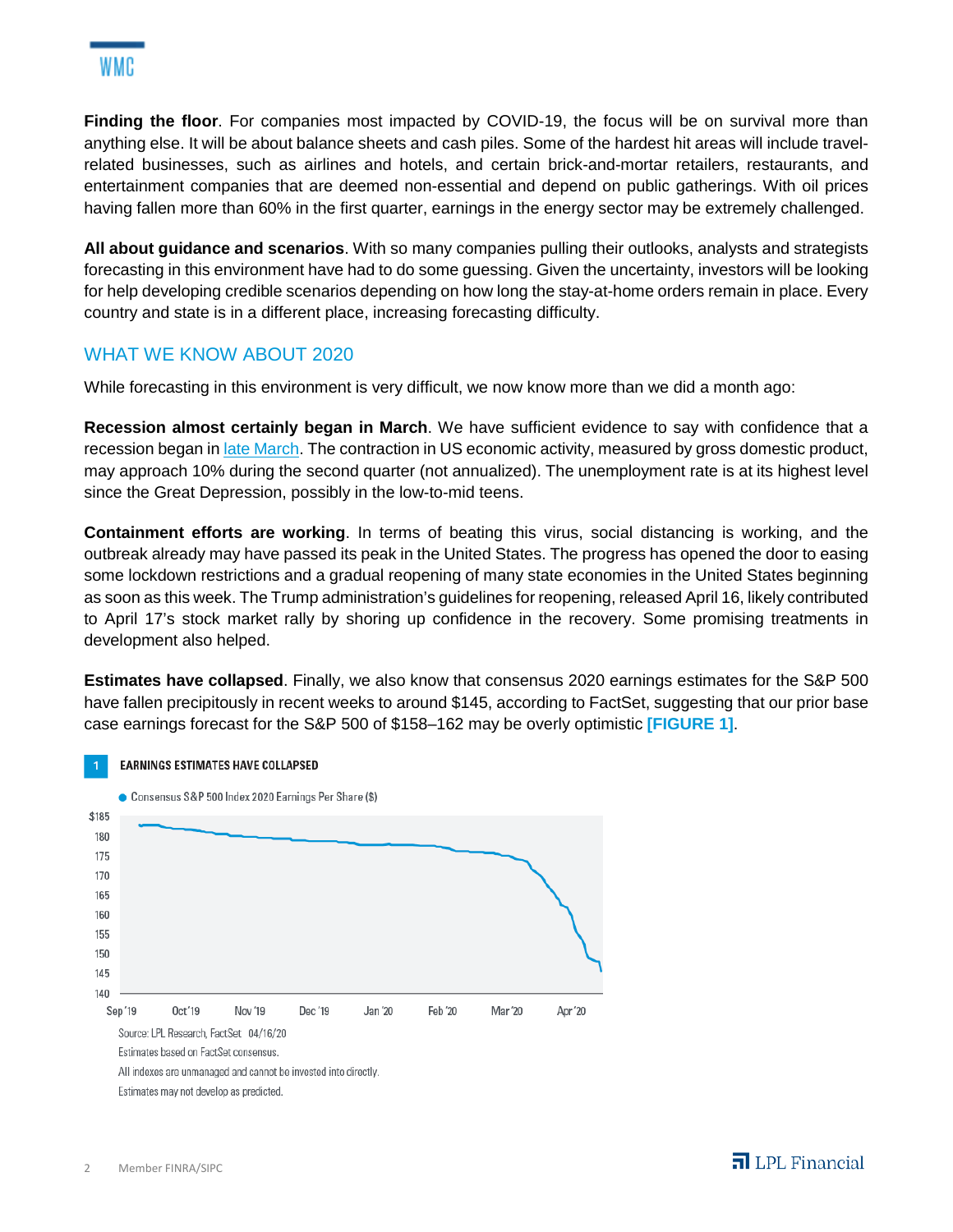**Finding the floor**. For companies most impacted by COVID-19, the focus will be on survival more than anything else. It will be about balance sheets and cash piles. Some of the hardest hit areas will include travel-related businesses, such as airlines and hotels, and certain brick-and-mortar retailers, restaurants, and entertainment companies that are deemed non-essential and depend on public gatherings. With oil prices having fallen more than 60% in the first quarter, earnings in the energy sector may be extremely challenged.

**All about guidance and scenarios**. With so many companies pulling their outlooks, analysts and strategists forecasting in this environment have had to do some guessing. Given the uncertainty, investors will be looking for help developing credible scenarios depending on how long the stay-at-home orders remain in place. Every country and state is in a different place, increasing forecasting difficulty.

## WHAT WE KNOW ABOUT 2020

While forecasting in this environment is very difficult, we now know more than we did a month ago:

**Recession almost certainly began in March**. We have sufficient evidence to say with confidence that a recession began in late March. The contraction in US economic activity, measured by gross domestic product, may approach 10% during the second quarter (not annualized). The unemployment rate is at its highest level since the Great Depression, possibly in the low-to-mid teens.

**Containment efforts are working**. In terms of beating this virus, social distancing is working, and the outbreak already may have passed its peak in the United States. The progress has opened the door to easing some lockdown restrictions and a gradual reopening of many state economies in the United States beginning as soon as this week. The Trump administration's guidelines for reopening, released April 16, likely contributed to April 17's stock market rally by shoring up confidence in the recovery. Some promising treatments in development also helped.

**Estimates have collapsed**. Finally, we also know that consensus 2020 earnings estimates for the S&P 500 have fallen precipitously in recent weeks to around $145, according to FactSet, suggesting that our prior base case earnings forecast for the S&P 500 of $158–162 may be overly optimistic **[FIGURE 1]**.

1 EARNINGS ESTIMATES HAVE COLLAPSED

Consensus S&P 500 Index 2020 Earnings Per Share ($)

$185
180
175
170
165
160
155
150
145
140

Sep '19 Oct '19 Nov '19 Dec '19 Jan '20 Feb '20 Mar '20 Apr '20

Source: LPL Research, FactSet 04/16/20

Estimates based on FactSet consensus.

All indexes are unmanaged and cannot be invested into directly.

Estimates may not develop as predicted.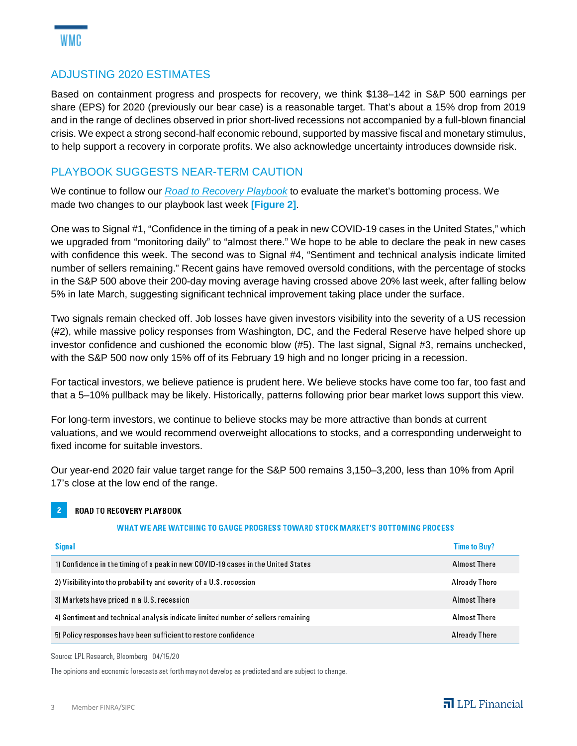## ADJUSTING 2020 ESTIMATES

Based on containment progress and prospects for recovery, we think $138–142 in S&P 500 earnings per share (EPS) for 2020 (previously our bear case) is a reasonable target. That's about a 15% drop from 2019 and in the range of declines observed in prior short-lived recessions not accompanied by a full-blown financial crisis. We expect a strong second-half economic rebound, supported by massive fiscal and monetary stimulus, to help support a recovery in corporate profits. We also acknowledge uncertainty introduces downside risk.

## PLAYBOOK SUGGESTS NEAR-TERM CAUTION

We continue to follow our *Road to Recovery Playbook* to evaluate the market's bottoming process. We made two changes to our playbook last week **[Figure 2]**.

One was to Signal #1, "Confidence in the timing of a peak in new COVID-19 cases in the United States," which we upgraded from "monitoring daily" to "almost there." We hope to be able to declare the peak in new cases with confidence this week. The second was to Signal #4, "Sentiment and technical analysis indicate limited number of sellers remaining." Recent gains have removed oversold conditions, with the percentage of stocks in the S&P 500 above their 200-day moving average having crossed above 20% last week, after falling below 5% in late March, suggesting significant technical improvement taking place under the surface.

Two signals remain checked off. Job losses have given investors visibility into the severity of a US recession (#2), while massive policy responses from Washington, DC, and the Federal Reserve have helped shore up investor confidence and cushioned the economic blow (#5). The last signal, Signal #3, remains unchecked, with the S&P 500 now only 15% off of its February 19 high and no longer pricing in a recession.

For tactical investors, we believe patience is prudent here. We believe stocks have come too far, too fast and that a 5–10% pullback may be likely. Historically, patterns following prior bear market lows support this view.

For long-term investors, we continue to believe stocks may be more attractive than bonds at current valuations, and we would recommend overweight allocations to stocks, and a corresponding underweight to fixed income for suitable investors.

Our year-end 2020 fair value target range for the S&P 500 remains 3,150–3,200, less than 10% from April 17's close at the low end of the range.

**2 ROAD TO RECOVERY PLAYBOOK**

**WHAT WE ARE WATCHING TO GAUGE PROGRESS TOWARD STOCK MARKET'S BOTTOMING PROCESS**

| Signal | Time to Buy? |
|---|---|
| 1) Confidence in the timing of a peak in new COVID-19 cases in the United States | Almost There |
| 2) Visibility into the probability and severity of a U.S. recession | Already There |
| 3) Markets have priced in a U.S. recession | Almost There |
| 4) Sentiment and technical analysis indicate limited number of sellers remaining | Almost There |
| 5) Policy responses have been sufficient to restore confidence | Already There |

Source: LPL Research, Bloomberg 04/15/20

The opinions and economic forecasts set forth may not develop as predicted and are subject to change.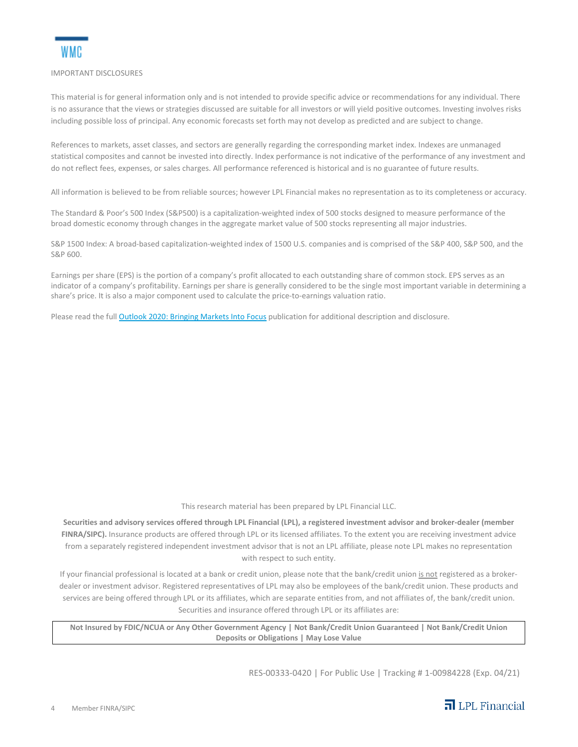WMC

IMPORTANT DISCLOSURES

This material is for general information only and is not intended to provide specific advice or recommendations for any individual. There is no assurance that the views or strategies discussed are suitable for all investors or will yield positive outcomes. Investing involves risks including possible loss of principal. Any economic forecasts set forth may not develop as predicted and are subject to change.

References to markets, asset classes, and sectors are generally regarding the corresponding market index. Indexes are unmanaged statistical composites and cannot be invested into directly. Index performance is not indicative of the performance of any investment and do not reflect fees, expenses, or sales charges. All performance referenced is historical and is no guarantee of future results.

All information is believed to be from reliable sources; however LPL Financial makes no representation as to its completeness or accuracy.

The Standard & Poor's 500 Index (S&P500) is a capitalization-weighted index of 500 stocks designed to measure performance of the broad domestic economy through changes in the aggregate market value of 500 stocks representing all major industries.

S&P 1500 Index: A broad-based capitalization-weighted index of 1500 U.S. companies and is comprised of the S&P 400, S&P 500, and the S&P 600.

Earnings per share (EPS) is the portion of a company's profit allocated to each outstanding share of common stock. EPS serves as an indicator of a company's profitability. Earnings per share is generally considered to be the single most important variable in determining a share's price. It is also a major component used to calculate the price-to-earnings valuation ratio.

Please read the full Outlook 2020: Bringing Markets Into Focus publication for additional description and disclosure.

This research material has been prepared by LPL Financial LLC.

**Securities and advisory services offered through LPL Financial (LPL), a registered investment advisor and broker-dealer (member FINRA/SIPC).** Insurance products are offered through LPL or its licensed affiliates. To the extent you are receiving investment advice from a separately registered independent investment advisor that is not an LPL affiliate, please note LPL makes no representation with respect to such entity.

If your financial professional is located at a bank or credit union, please note that the bank/credit union is not registered as a broker-dealer or investment advisor. Registered representatives of LPL may also be employees of the bank/credit union. These products and services are being offered through LPL or its affiliates, which are separate entities from, and not affiliates of, the bank/credit union. Securities and insurance offered through LPL or its affiliates are:

**Not Insured by FDIC/NCUA or Any Other Government Agency | Not Bank/Credit Union Guaranteed | Not Bank/Credit Union Deposits or Obligations | May Lose Value**

RES-00333-0420 | For Public Use | Tracking # 1-00984228 (Exp. 04/21)

Member FINRA/SIPC

LPL Financial